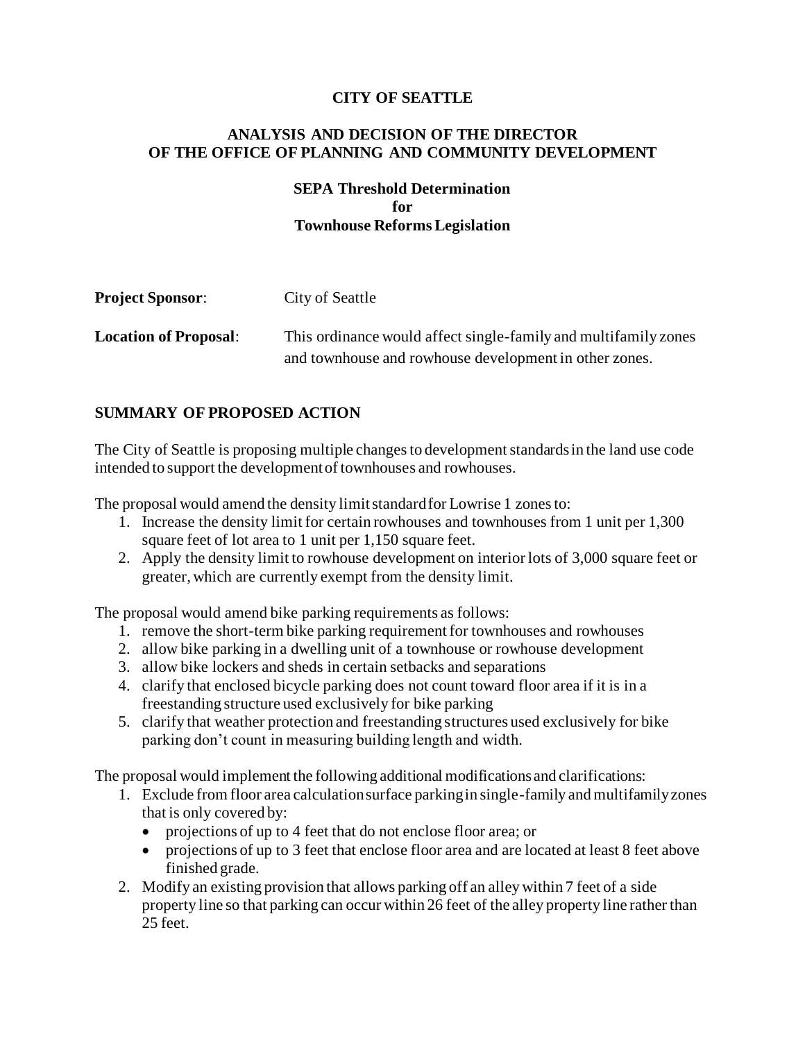# CITY OF SEATTLE

## ANALYSIS AND DECISION OF THE DIRECTOR OF THE OFFICE OF PLANNING AND COMMUNITY DEVELOPMENT

### SEPA Threshold Determination for Townhouse Reforms Legislation

**Project Sponsor**: City of Seattle

**Location of Proposal**: This ordinance would affect single-family and multifamily zones and townhouse and rowhouse development in other zones.

## SUMMARY OF PROPOSED ACTION

The City of Seattle is proposing multiple changes to development standards in the land use code intended to support the development of townhouses and rowhouses.

The proposal would amend the density limit standard for Lowrise 1 zones to:

1. Increase the density limit for certain rowhouses and townhouses from 1 unit per 1,300 square feet of lot area to 1 unit per 1,150 square feet.
2. Apply the density limit to rowhouse development on interior lots of 3,000 square feet or greater, which are currently exempt from the density limit.

The proposal would amend bike parking requirements as follows:

1. remove the short-term bike parking requirement for townhouses and rowhouses
2. allow bike parking in a dwelling unit of a townhouse or rowhouse development
3. allow bike lockers and sheds in certain setbacks and separations
4. clarify that enclosed bicycle parking does not count toward floor area if it is in a freestanding structure used exclusively for bike parking
5. clarify that weather protection and freestanding structures used exclusively for bike parking don't count in measuring building length and width.

The proposal would implement the following additional modifications and clarifications:

1. Exclude from floor area calculation surface parking in single-family and multifamily zones that is only covered by:
   - projections of up to 4 feet that do not enclose floor area; or
   - projections of up to 3 feet that enclose floor area and are located at least 8 feet above finished grade.
2. Modify an existing provision that allows parking off an alley within 7 feet of a side property line so that parking can occur within 26 feet of the alley property line rather than 25 feet.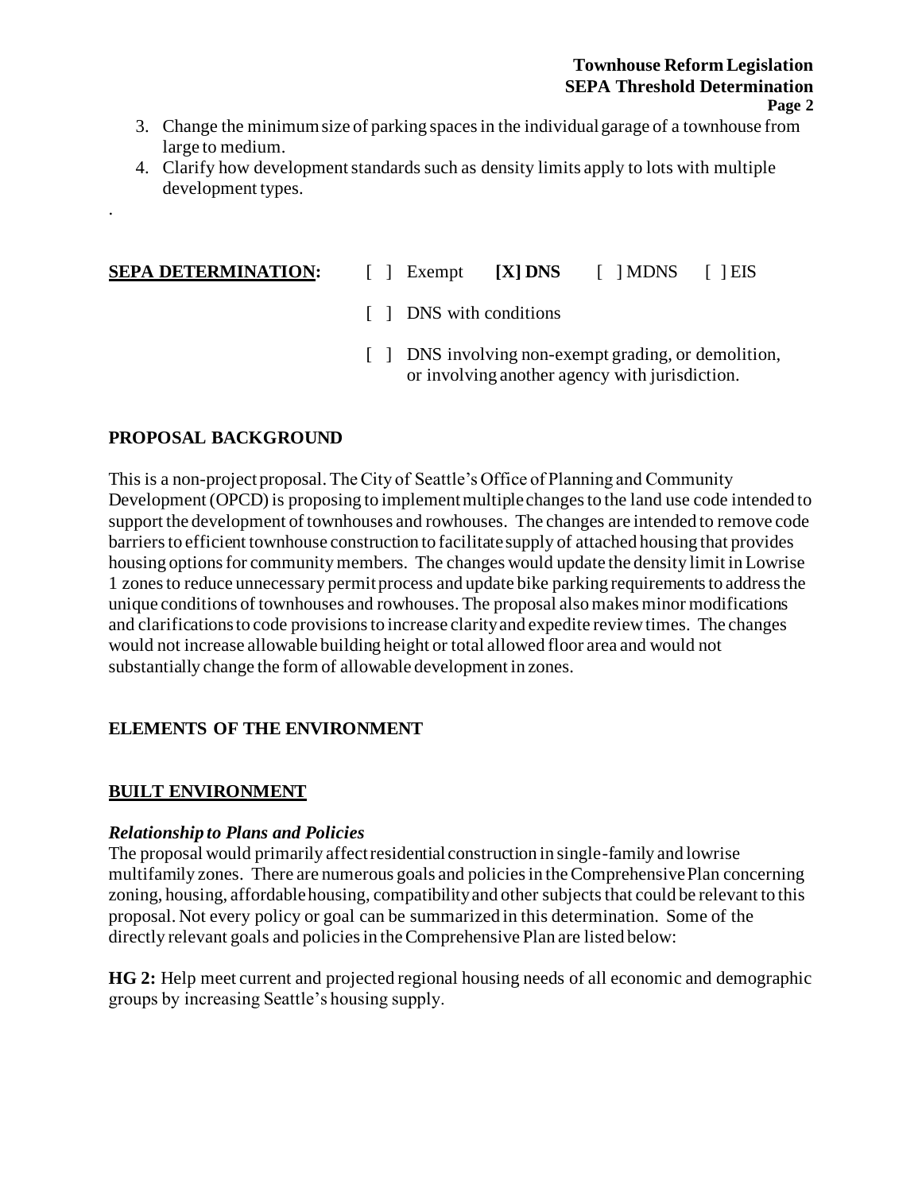3. Change the minimum size of parking spaces in the individual garage of a townhouse from large to medium.
4. Clarify how development standards such as density limits apply to lots with multiple development types.

.

**SEPA DETERMINATION:** [ ] Exempt **[X] DNS** [ ] MDNS [ ] EIS

[ ] DNS with conditions

[ ] DNS involving non-exempt grading, or demolition, or involving another agency with jurisdiction.

## PROPOSAL BACKGROUND

This is a non-project proposal. The City of Seattle's Office of Planning and Community Development (OPCD) is proposing to implement multiple changes to the land use code intended to support the development of townhouses and rowhouses. The changes are intended to remove code barriers to efficient townhouse construction to facilitate supply of attached housing that provides housing options for community members. The changes would update the density limit in Lowrise 1 zones to reduce unnecessary permit process and update bike parking requirements to address the unique conditions of townhouses and rowhouses. The proposal also makes minor modifications and clarifications to code provisions to increase clarity and expedite review times. The changes would not increase allowable building height or total allowed floor area and would not substantially change the form of allowable development in zones.

## ELEMENTS OF THE ENVIRONMENT

## BUILT ENVIRONMENT

### *Relationship to Plans and Policies*

The proposal would primarily affect residential construction in single-family and lowrise multifamily zones. There are numerous goals and policies in the Comprehensive Plan concerning zoning, housing, affordable housing, compatibility and other subjects that could be relevant to this proposal. Not every policy or goal can be summarized in this determination. Some of the directly relevant goals and policies in the Comprehensive Plan are listed below:

**HG 2:** Help meet current and projected regional housing needs of all economic and demographic groups by increasing Seattle's housing supply.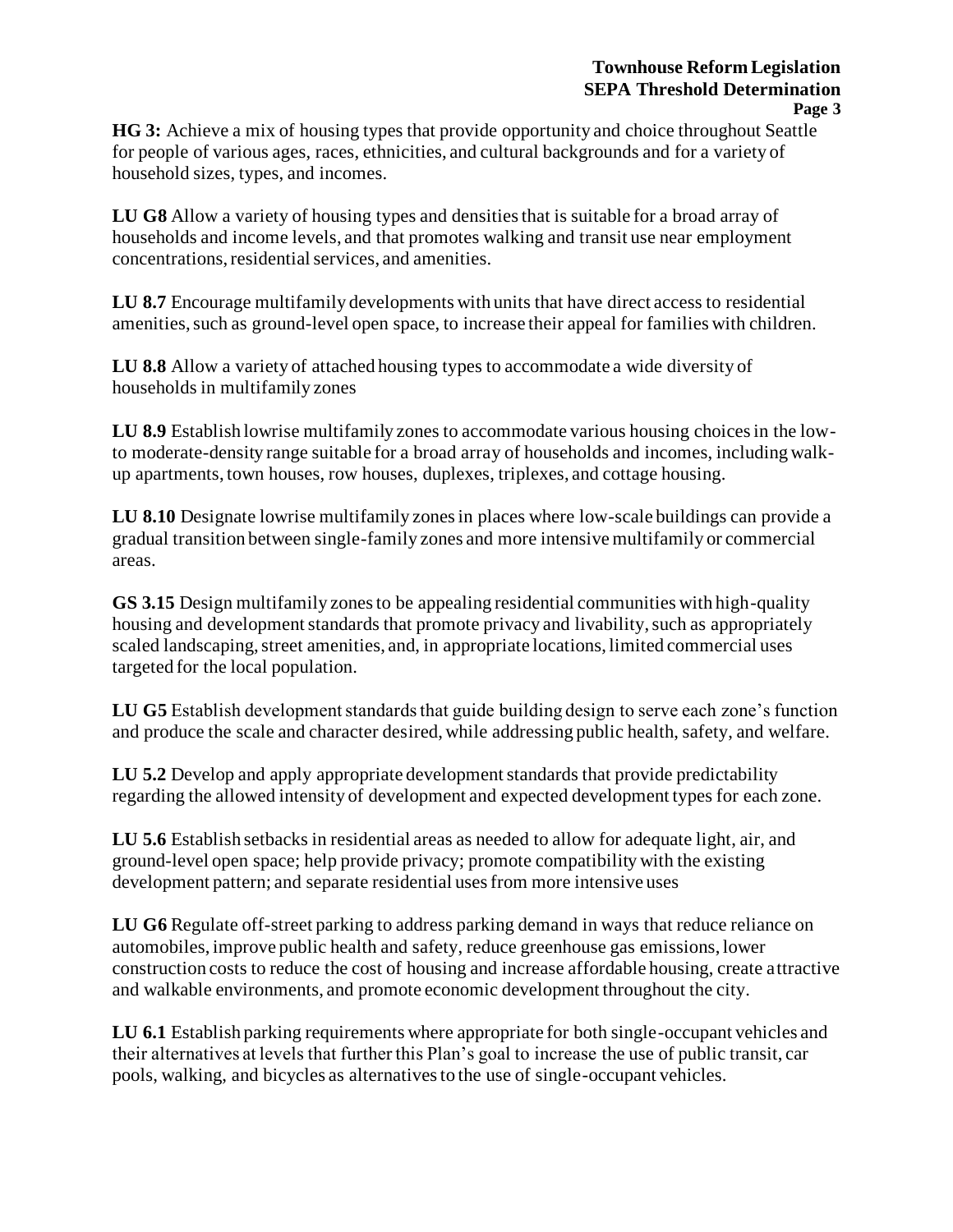**HG 3:** Achieve a mix of housing types that provide opportunity and choice throughout Seattle for people of various ages, races, ethnicities, and cultural backgrounds and for a variety of household sizes, types, and incomes.

**LU G8** Allow a variety of housing types and densities that is suitable for a broad array of households and income levels, and that promotes walking and transit use near employment concentrations, residential services, and amenities.

**LU 8.7** Encourage multifamily developments with units that have direct access to residential amenities, such as ground-level open space, to increase their appeal for families with children.

**LU 8.8** Allow a variety of attached housing types to accommodate a wide diversity of households in multifamily zones

**LU 8.9** Establish lowrise multifamily zones to accommodate various housing choices in the low- to moderate-density range suitable for a broad array of households and incomes, including walk-up apartments, town houses, row houses, duplexes, triplexes, and cottage housing.

**LU 8.10** Designate lowrise multifamily zones in places where low-scale buildings can provide a gradual transition between single-family zones and more intensive multifamily or commercial areas.

**GS 3.15** Design multifamily zones to be appealing residential communities with high-quality housing and development standards that promote privacy and livability, such as appropriately scaled landscaping, street amenities, and, in appropriate locations, limited commercial uses targeted for the local population.

**LU G5** Establish development standards that guide building design to serve each zone's function and produce the scale and character desired, while addressing public health, safety, and welfare.

**LU 5.2** Develop and apply appropriate development standards that provide predictability regarding the allowed intensity of development and expected development types for each zone.

**LU 5.6** Establish setbacks in residential areas as needed to allow for adequate light, air, and ground-level open space; help provide privacy; promote compatibility with the existing development pattern; and separate residential uses from more intensive uses

**LU G6** Regulate off-street parking to address parking demand in ways that reduce reliance on automobiles, improve public health and safety, reduce greenhouse gas emissions, lower construction costs to reduce the cost of housing and increase affordable housing, create attractive and walkable environments, and promote economic development throughout the city.

**LU 6.1** Establish parking requirements where appropriate for both single-occupant vehicles and their alternatives at levels that further this Plan's goal to increase the use of public transit, car pools, walking, and bicycles as alternatives to the use of single-occupant vehicles.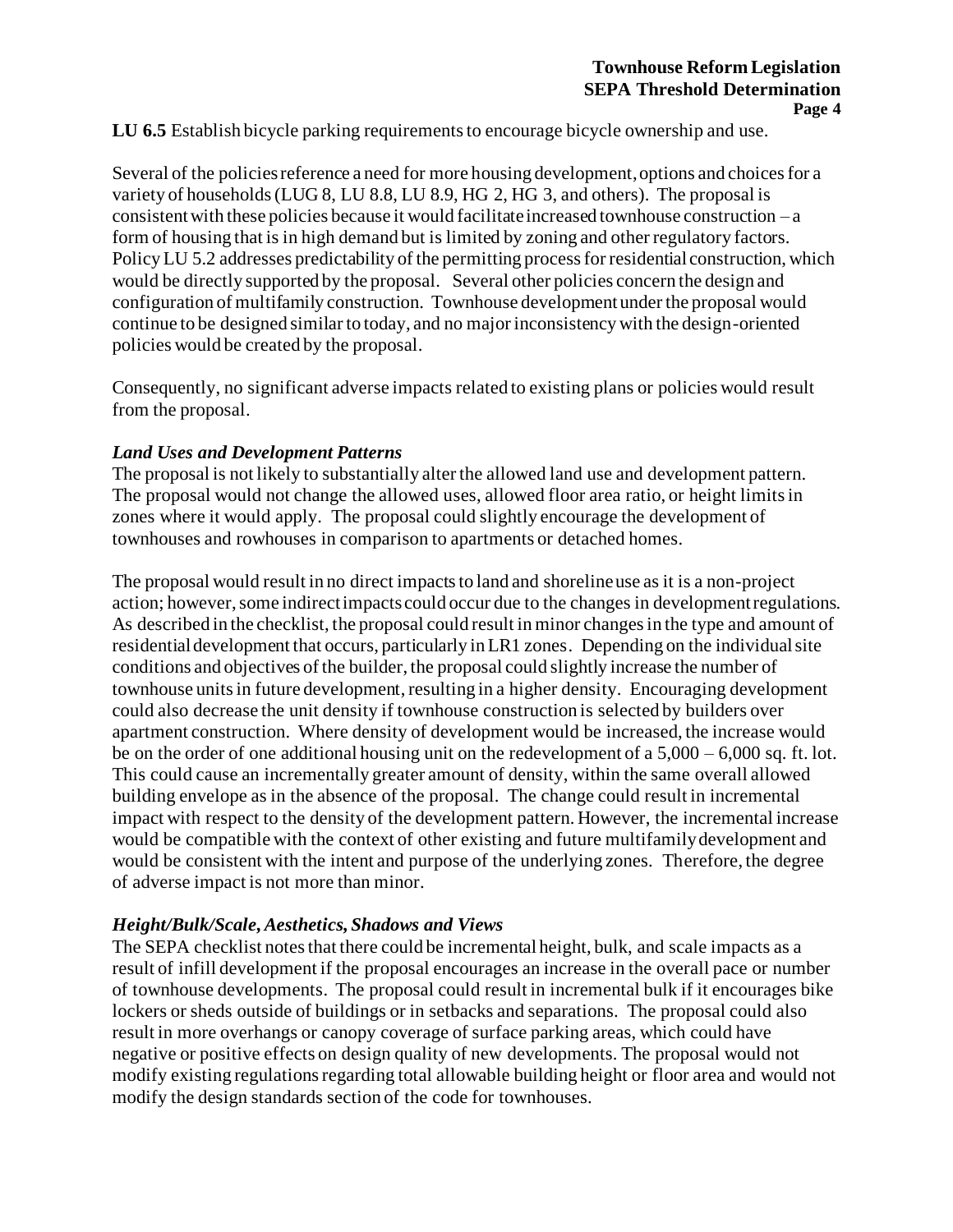**LU 6.5** Establish bicycle parking requirements to encourage bicycle ownership and use.

Several of the policies reference a need for more housing development, options and choices for a variety of households (LUG 8, LU 8.8, LU 8.9, HG 2, HG 3, and others). The proposal is consistent with these policies because it would facilitate increased townhouse construction – a form of housing that is in high demand but is limited by zoning and other regulatory factors. Policy LU 5.2 addresses predictability of the permitting process for residential construction, which would be directly supported by the proposal. Several other policies concern the design and configuration of multifamily construction. Townhouse development under the proposal would continue to be designed similar to today, and no major inconsistency with the design-oriented policies would be created by the proposal.

Consequently, no significant adverse impacts related to existing plans or policies would result from the proposal.

***Land Uses and Development Patterns***

The proposal is not likely to substantially alter the allowed land use and development pattern. The proposal would not change the allowed uses, allowed floor area ratio, or height limits in zones where it would apply. The proposal could slightly encourage the development of townhouses and rowhouses in comparison to apartments or detached homes.

The proposal would result in no direct impacts to land and shoreline use as it is a non-project action; however, some indirect impacts could occur due to the changes in development regulations. As described in the checklist, the proposal could result in minor changes in the type and amount of residential development that occurs, particularly in LR1 zones. Depending on the individual site conditions and objectives of the builder, the proposal could slightly increase the number of townhouse units in future development, resulting in a higher density. Encouraging development could also decrease the unit density if townhouse construction is selected by builders over apartment construction. Where density of development would be increased, the increase would be on the order of one additional housing unit on the redevelopment of a 5,000 – 6,000 sq. ft. lot. This could cause an incrementally greater amount of density, within the same overall allowed building envelope as in the absence of the proposal. The change could result in incremental impact with respect to the density of the development pattern. However, the incremental increase would be compatible with the context of other existing and future multifamily development and would be consistent with the intent and purpose of the underlying zones. Therefore, the degree of adverse impact is not more than minor.

***Height/Bulk/Scale, Aesthetics, Shadows and Views***

The SEPA checklist notes that there could be incremental height, bulk, and scale impacts as a result of infill development if the proposal encourages an increase in the overall pace or number of townhouse developments. The proposal could result in incremental bulk if it encourages bike lockers or sheds outside of buildings or in setbacks and separations. The proposal could also result in more overhangs or canopy coverage of surface parking areas, which could have negative or positive effects on design quality of new developments. The proposal would not modify existing regulations regarding total allowable building height or floor area and would not modify the design standards section of the code for townhouses.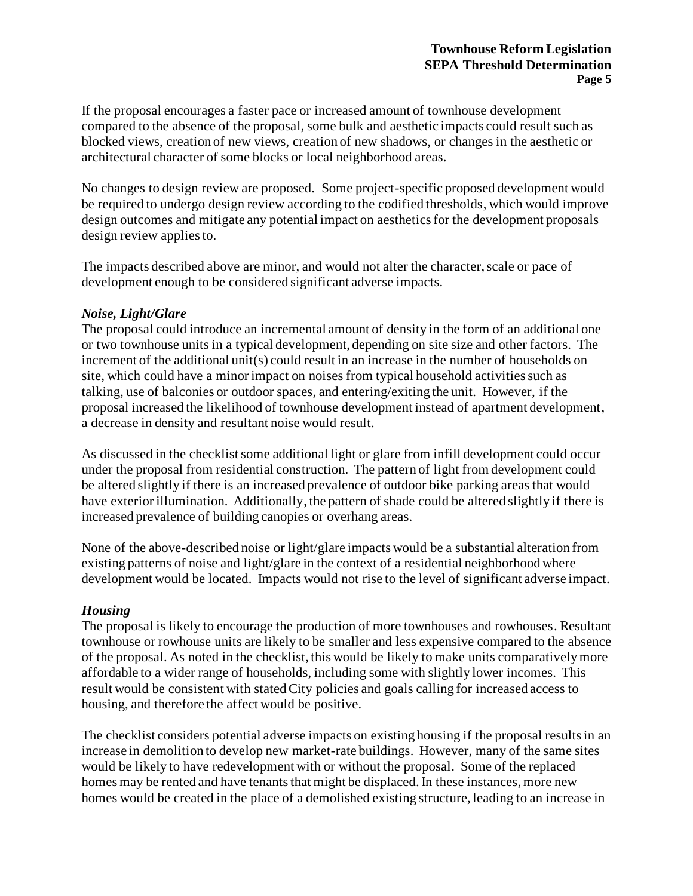If the proposal encourages a faster pace or increased amount of townhouse development compared to the absence of the proposal, some bulk and aesthetic impacts could result such as blocked views, creation of new views, creation of new shadows, or changes in the aesthetic or architectural character of some blocks or local neighborhood areas.

No changes to design review are proposed. Some project-specific proposed development would be required to undergo design review according to the codified thresholds, which would improve design outcomes and mitigate any potential impact on aesthetics for the development proposals design review applies to.

The impacts described above are minor, and would not alter the character, scale or pace of development enough to be considered significant adverse impacts.

### *Noise, Light/Glare*

The proposal could introduce an incremental amount of density in the form of an additional one or two townhouse units in a typical development, depending on site size and other factors. The increment of the additional unit(s) could result in an increase in the number of households on site, which could have a minor impact on noises from typical household activities such as talking, use of balconies or outdoor spaces, and entering/exiting the unit. However, if the proposal increased the likelihood of townhouse development instead of apartment development, a decrease in density and resultant noise would result.

As discussed in the checklist some additional light or glare from infill development could occur under the proposal from residential construction. The pattern of light from development could be altered slightly if there is an increased prevalence of outdoor bike parking areas that would have exterior illumination. Additionally, the pattern of shade could be altered slightly if there is increased prevalence of building canopies or overhang areas.

None of the above-described noise or light/glare impacts would be a substantial alteration from existing patterns of noise and light/glare in the context of a residential neighborhood where development would be located. Impacts would not rise to the level of significant adverse impact.

### *Housing*

The proposal is likely to encourage the production of more townhouses and rowhouses. Resultant townhouse or rowhouse units are likely to be smaller and less expensive compared to the absence of the proposal. As noted in the checklist, this would be likely to make units comparatively more affordable to a wider range of households, including some with slightly lower incomes. This result would be consistent with stated City policies and goals calling for increased access to housing, and therefore the affect would be positive.

The checklist considers potential adverse impacts on existing housing if the proposal results in an increase in demolition to develop new market-rate buildings. However, many of the same sites would be likely to have redevelopment with or without the proposal. Some of the replaced homes may be rented and have tenants that might be displaced. In these instances, more new homes would be created in the place of a demolished existing structure, leading to an increase in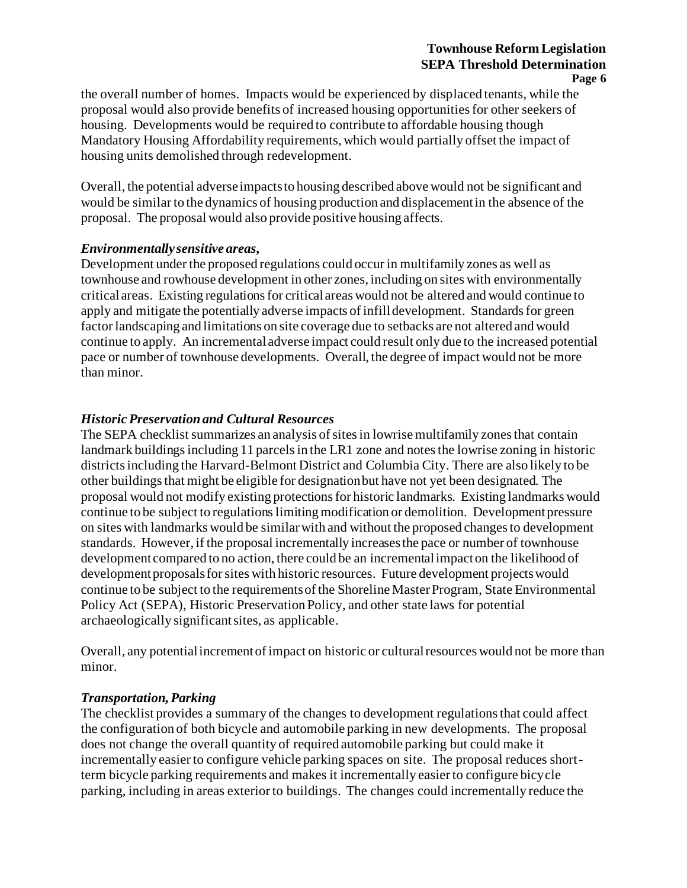the overall number of homes. Impacts would be experienced by displaced tenants, while the proposal would also provide benefits of increased housing opportunities for other seekers of housing. Developments would be required to contribute to affordable housing though Mandatory Housing Affordability requirements, which would partially offset the impact of housing units demolished through redevelopment.

Overall, the potential adverse impacts to housing described above would not be significant and would be similar to the dynamics of housing production and displacement in the absence of the proposal. The proposal would also provide positive housing affects.

***Environmentally sensitive areas,***

Development under the proposed regulations could occur in multifamily zones as well as townhouse and rowhouse development in other zones, including on sites with environmentally critical areas. Existing regulations for critical areas would not be altered and would continue to apply and mitigate the potentially adverse impacts of infill development. Standards for green factor landscaping and limitations on site coverage due to setbacks are not altered and would continue to apply. An incremental adverse impact could result only due to the increased potential pace or number of townhouse developments. Overall, the degree of impact would not be more than minor.

***Historic Preservation and Cultural Resources***

The SEPA checklist summarizes an analysis of sites in lowrise multifamily zones that contain landmark buildings including 11 parcels in the LR1 zone and notes the lowrise zoning in historic districts including the Harvard-Belmont District and Columbia City. There are also likely to be other buildings that might be eligible for designation but have not yet been designated. The proposal would not modify existing protections for historic landmarks. Existing landmarks would continue to be subject to regulations limiting modification or demolition. Development pressure on sites with landmarks would be similar with and without the proposed changes to development standards. However, if the proposal incrementally increases the pace or number of townhouse development compared to no action, there could be an incremental impact on the likelihood of development proposals for sites with historic resources. Future development projects would continue to be subject to the requirements of the Shoreline Master Program, State Environmental Policy Act (SEPA), Historic Preservation Policy, and other state laws for potential archaeologically significant sites, as applicable.

Overall, any potential increment of impact on historic or cultural resources would not be more than minor.

***Transportation, Parking***

The checklist provides a summary of the changes to development regulations that could affect the configuration of both bicycle and automobile parking in new developments. The proposal does not change the overall quantity of required automobile parking but could make it incrementally easier to configure vehicle parking spaces on site. The proposal reduces short-term bicycle parking requirements and makes it incrementally easier to configure bicycle parking, including in areas exterior to buildings. The changes could incrementally reduce the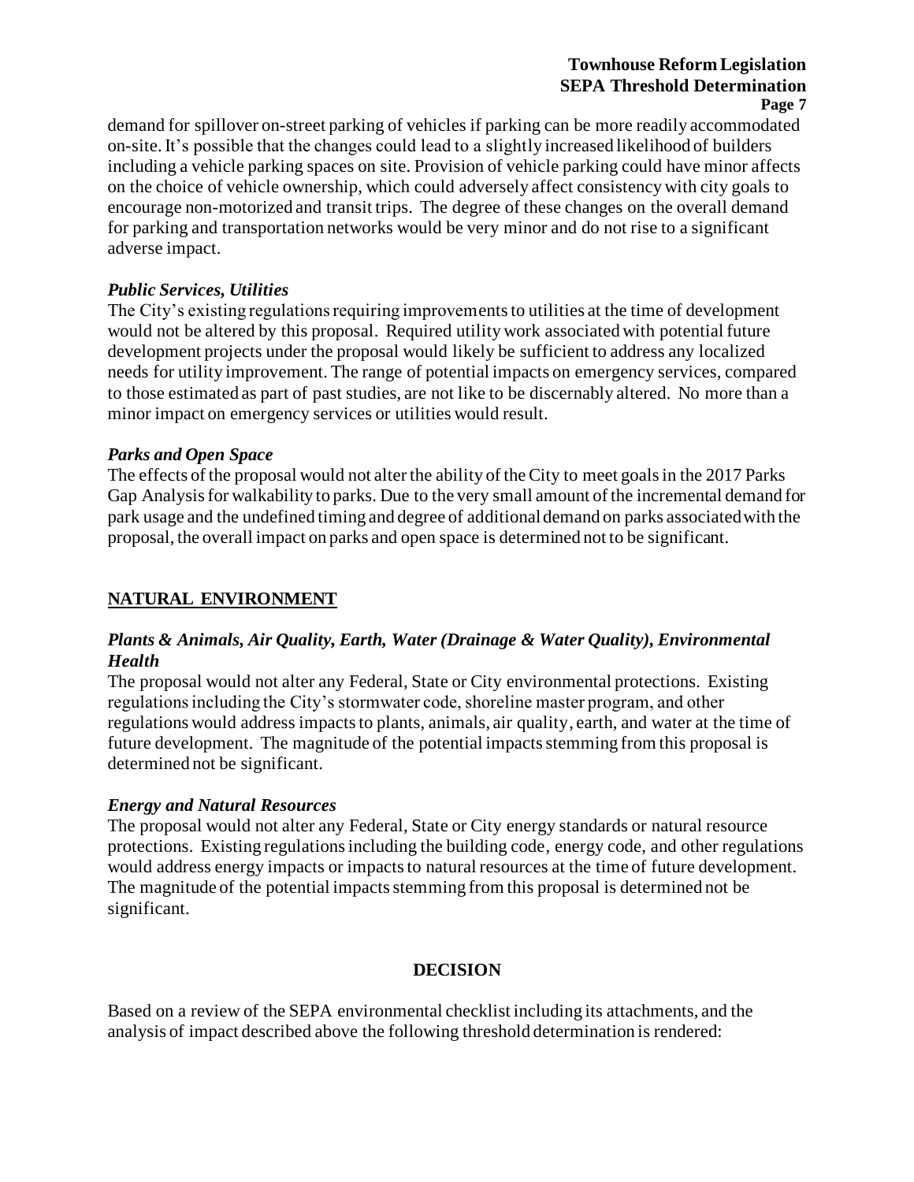demand for spillover on-street parking of vehicles if parking can be more readily accommodated on-site. It's possible that the changes could lead to a slightly increased likelihood of builders including a vehicle parking spaces on site. Provision of vehicle parking could have minor affects on the choice of vehicle ownership, which could adversely affect consistency with city goals to encourage non-motorized and transit trips. The degree of these changes on the overall demand for parking and transportation networks would be very minor and do not rise to a significant adverse impact.

### *Public Services, Utilities*

The City's existing regulations requiring improvements to utilities at the time of development would not be altered by this proposal. Required utility work associated with potential future development projects under the proposal would likely be sufficient to address any localized needs for utility improvement. The range of potential impacts on emergency services, compared to those estimated as part of past studies, are not like to be discernably altered. No more than a minor impact on emergency services or utilities would result.

### *Parks and Open Space*

The effects of the proposal would not alter the ability of the City to meet goals in the 2017 Parks Gap Analysis for walkability to parks. Due to the very small amount of the incremental demand for park usage and the undefined timing and degree of additional demand on parks associated with the proposal, the overall impact on parks and open space is determined not to be significant.

## NATURAL ENVIRONMENT

### *Plants & Animals, Air Quality, Earth, Water (Drainage & Water Quality), Environmental Health*

The proposal would not alter any Federal, State or City environmental protections. Existing regulations including the City's stormwater code, shoreline master program, and other regulations would address impacts to plants, animals, air quality, earth, and water at the time of future development. The magnitude of the potential impacts stemming from this proposal is determined not be significant.

### *Energy and Natural Resources*

The proposal would not alter any Federal, State or City energy standards or natural resource protections. Existing regulations including the building code, energy code, and other regulations would address energy impacts or impacts to natural resources at the time of future development. The magnitude of the potential impacts stemming from this proposal is determined not be significant.

## DECISION

Based on a review of the SEPA environmental checklist including its attachments, and the analysis of impact described above the following threshold determination is rendered: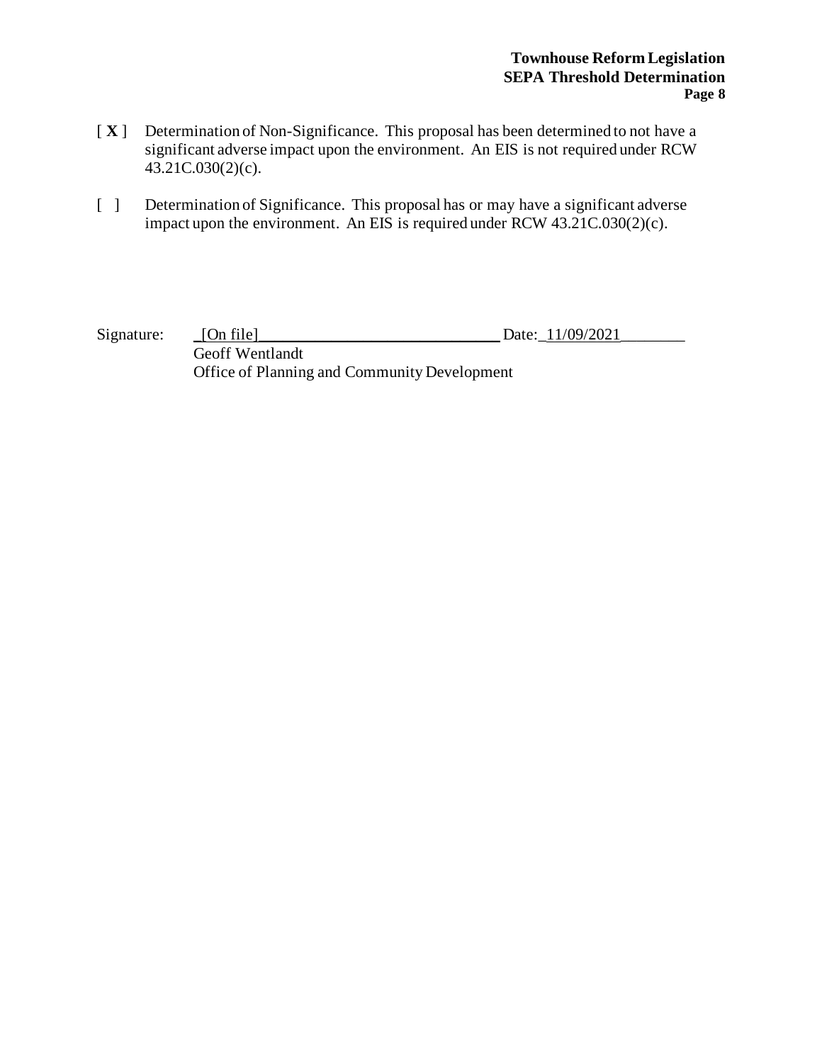[ **X** ] Determination of Non-Significance. This proposal has been determined to not have a significant adverse impact upon the environment. An EIS is not required under RCW 43.21C.030(2)(c).

[ ] Determination of Significance. This proposal has or may have a significant adverse impact upon the environment. An EIS is required under RCW 43.21C.030(2)(c).

Signature: _[On file]______________________________ Date:_11/09/2021________

Geoff Wentlandt
Office of Planning and Community Development